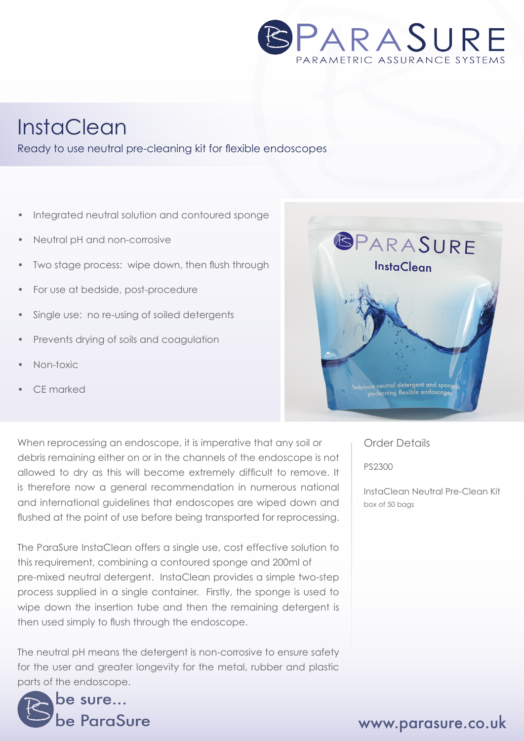# InstaClean

Ready to use neutral pre-cleaning kit for flexible endoscopes

- Integrated neutral solution and contoured sponge
- Neutral pH and non-corrosive
- Two stage process: wipe down, then flush through
- For use at bedside, post-procedure
- Single use: no re-using of soiled detergents
- Prevents drying of soils and coagulation
- Non-toxic
- CE marked

When reprocessing an endoscope, it is imperative that any soil or debris remaining either on or in the channels of the endoscope is not allowed to dry as this will become extremely difficult to remove. It is therefore now a general recommendation in numerous national and international guidelines that endoscopes are wiped down and flushed at the point of use before being transported for reprocessing.

The ParaSure InstaClean offers a single use, cost effective solution to this requirement, combining a contoured sponge and 200ml of pre-mixed neutral detergent. InstaClean provides a simple two-step process supplied in a single container. Firstly, the sponge is used to wipe down the insertion tube and then the remaining detergent is then used simply to flush through the endoscope.

The neutral pH means the detergent is non-corrosive to ensure safety for the user and greater longevity for the metal, rubber and plastic parts of the endoscope.

## Order Details

PS2300

InstaClean Neutral Pre-Clean Kit
box of 50 bags

be sure...
be ParaSure

www.parasure.co.uk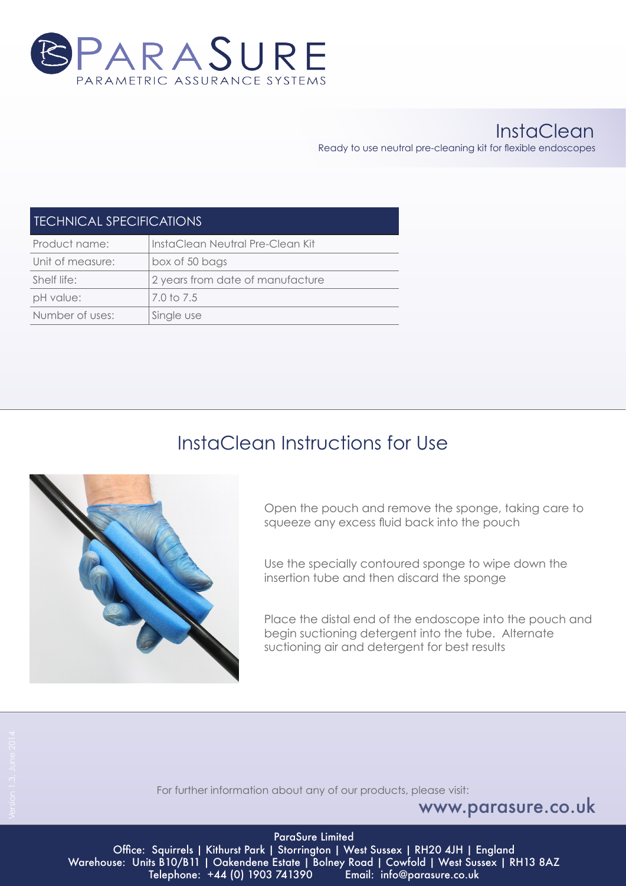# PARASURE

PARAMETRIC ASSURANCE SYSTEMS

## InstaClean

Ready to use neutral pre-cleaning kit for flexible endoscopes

| TECHNICAL SPECIFICATIONS | |
|---|---|
| Product name: | InstaClean Neutral Pre-Clean Kit |
| Unit of measure: | box of 50 bags |
| Shelf life: | 2 years from date of manufacture |
| pH value: | 7.0 to 7.5 |
| Number of uses: | Single use |

## InstaClean Instructions for Use

Open the pouch and remove the sponge, taking care to squeeze any excess fluid back into the pouch

Use the specially contoured sponge to wipe down the insertion tube and then discard the sponge

Place the distal end of the endoscope into the pouch and begin suctioning detergent into the tube. Alternate suctioning air and detergent for best results

Version 1.3, June 2014

For further information about any of our products, please visit:

**www.parasure.co.uk**

ParaSure Limited
Office: Squirrels | Kithurst Park | Storrington | West Sussex | RH20 4JH | England
Warehouse: Units B10/B11 | Oakendene Estate | Bolney Road | Cowfold | West Sussex | RH13 8AZ
Telephone: +44 (0) 1903 741390 Email: info@parasure.co.uk